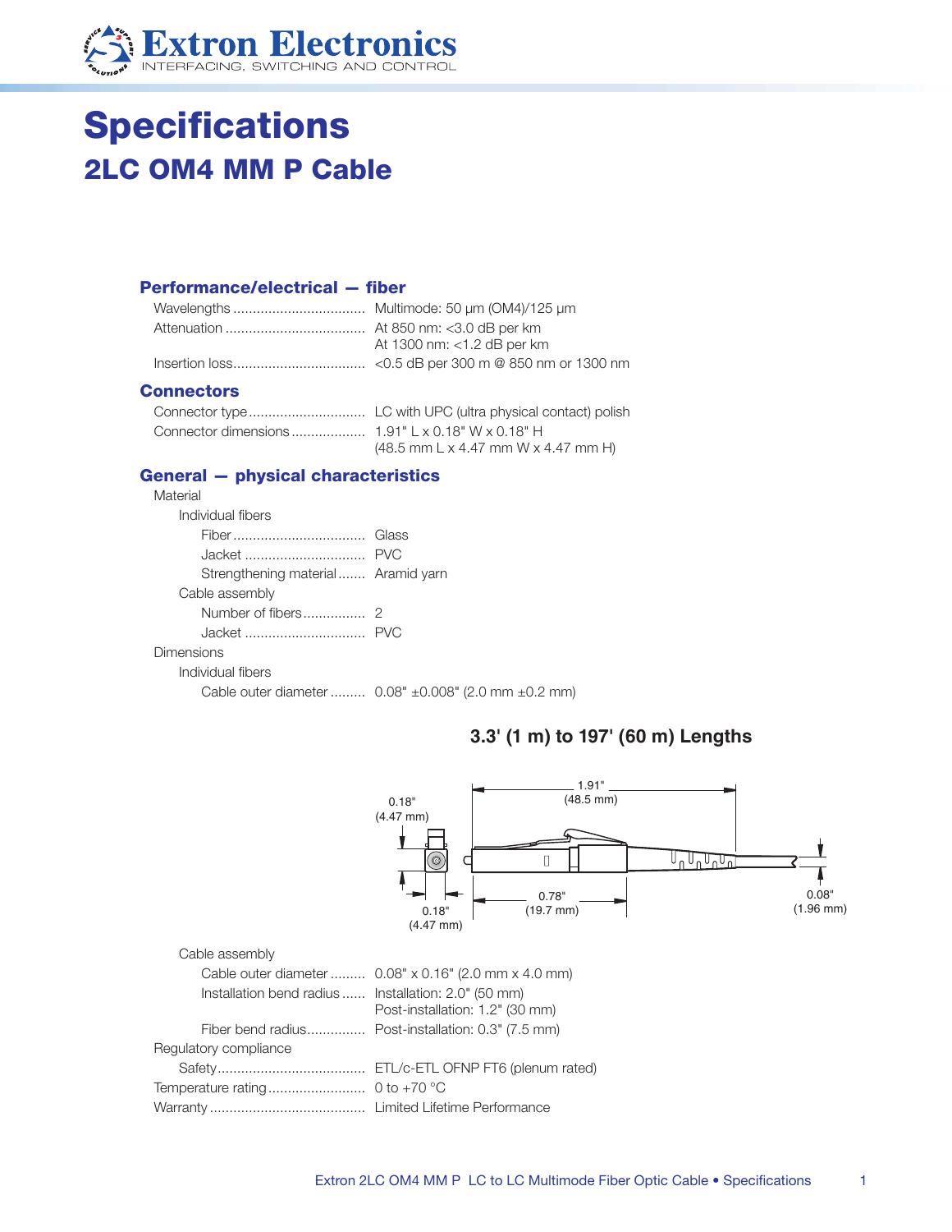# Specifications

## 2LC OM4 MM P Cable

### Performance/electrical — fiber

Wavelengths .................................. Multimode: 50 µm (OM4)/125 µm
Attenuation .................................... At 850 nm: <3.0 dB per km
At 1300 nm: <1.2 dB per km
Insertion loss.................................. <0.5 dB per 300 m @ 850 nm or 1300 nm

### Connectors

Connector type .............................. LC with UPC (ultra physical contact) polish
Connector dimensions ................... 1.91" L x 0.18" W x 0.18" H
(48.5 mm L x 4.47 mm W x 4.47 mm H)

### General — physical characteristics

Material
Individual fibers
Fiber .................................. Glass
Jacket ............................... PVC
Strengthening material ....... Aramid yarn
Cable assembly
Number of fibers ................ 2
Jacket ............................... PVC
Dimensions
Individual fibers
Cable outer diameter ......... 0.08" ±0.008" (2.0 mm ±0.2 mm)

**3.3' (1 m) to 197' (60 m) Lengths**

0.18" (4.47 mm) | 1.91" (48.5 mm) | 0.78" (19.7 mm) | 0.08" (1.96 mm) | 0.18" (4.47 mm)

Cable assembly
Cable outer diameter ......... 0.08" x 0.16" (2.0 mm x 4.0 mm)
Installation bend radius ...... Installation: 2.0" (50 mm)
Post-installation: 1.2" (30 mm)
Fiber bend radius............... Post-installation: 0.3" (7.5 mm)
Regulatory compliance
Safety...................................... ETL/c-ETL OFNP FT6 (plenum rated)
Temperature rating ......................... 0 to +70 °C
Warranty ........................................ Limited Lifetime Performance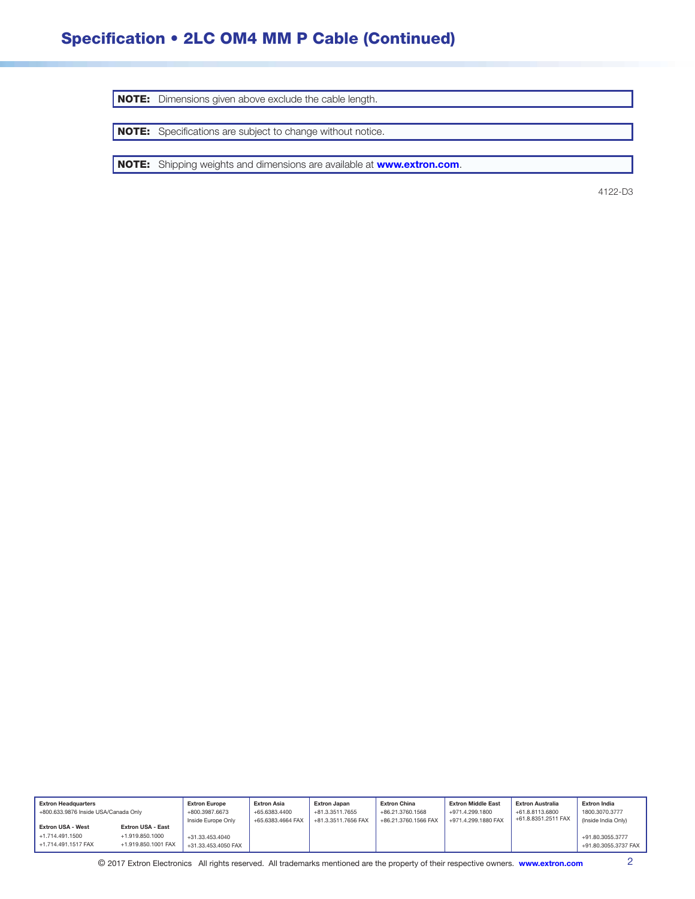## Specification • 2LC OM4 MM P Cable (Continued)

**NOTE:** Dimensions given above exclude the cable length.

**NOTE:** Specifications are subject to change without notice.

**NOTE:** Shipping weights and dimensions are available at **www.extron.com**.

4122-D3

| | | | | | | | | |
|---|---|---|---|---|---|---|---|---|
| **Extron Headquarters**<br>+800.633.9876 Inside USA/Canada Only<br>**Extron USA - West**<br>+1.714.491.1500<br>+1.714.491.1517 FAX | **Extron USA - East**<br>+1.919.850.1000<br>+1.919.850.1001 FAX | **Extron Europe**<br>+800.3987.6673<br>Inside Europe Only<br>+31.33.453.4040<br>+31.33.453.4050 FAX | **Extron Asia**<br>+65.6383.4400<br>+65.6383.4664 FAX | **Extron Japan**<br>+81.3.3511.7655<br>+81.3.3511.7656 FAX | **Extron China**<br>+86.21.3760.1568<br>+86.21.3760.1566 FAX | **Extron Middle East**<br>+971.4.299.1800<br>+971.4.299.1880 FAX | **Extron Australia**<br>+61.8.8113.6800<br>+61.8.8351.2511 FAX | **Extron India**<br>1800.3070.3777<br>(Inside India Only)<br>+91.80.3055.3777<br>+91.80.3055.3737 FAX |

© 2017 Extron Electronics All rights reserved. All trademarks mentioned are the property of their respective owners. **www.extron.com**